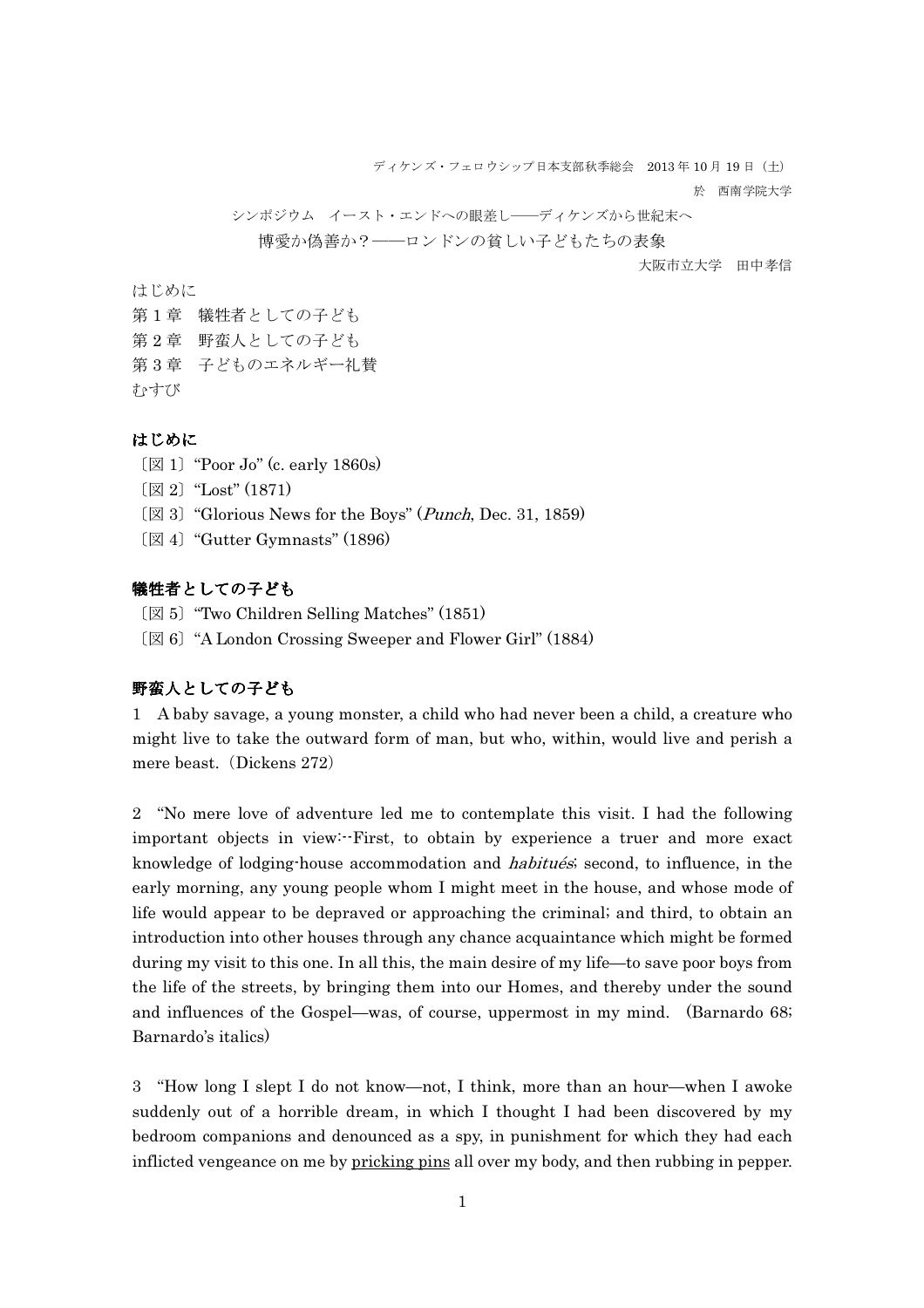ディケンズ・フェロウシップ日本支部秋季総会　2013 年 10 月 19 日（土）

於　西南学院大学

シンポジウム　イースト・エンドへの眼差し――ディケンズから世紀末へ

# 博愛か偽善か？――ロンドンの貧しい子どもたちの表象

大阪市立大学　田中孝信

はじめに
第 1 章　犠牲者としての子ども
第 2 章　野蛮人としての子ども
第 3 章　子どものエネルギー礼賛
むすび

## はじめに

〔図 1〕"Poor Jo" (c. early 1860s)
〔図 2〕"Lost" (1871)
〔図 3〕"Glorious News for the Boys" (*Punch*, Dec. 31, 1859)
〔図 4〕"Gutter Gymnasts" (1896)

## 犠牲者としての子ども

〔図 5〕"Two Children Selling Matches" (1851)
〔図 6〕"A London Crossing Sweeper and Flower Girl" (1884)

## 野蛮人としての子ども

1　A baby savage, a young monster, a child who had never been a child, a creature who might live to take the outward form of man, but who, within, would live and perish a mere beast.（Dickens 272）

2　"No mere love of adventure led me to contemplate this visit. I had the following important objects in view:--First, to obtain by experience a truer and more exact knowledge of lodging-house accommodation and *habitués*; second, to influence, in the early morning, any young people whom I might meet in the house, and whose mode of life would appear to be depraved or approaching the criminal; and third, to obtain an introduction into other houses through any chance acquaintance which might be formed during my visit to this one. In all this, the main desire of my life—to save poor boys from the life of the streets, by bringing them into our Homes, and thereby under the sound and influences of the Gospel—was, of course, uppermost in my mind.（Barnardo 68; Barnardo's italics）

3　"How long I slept I do not know—not, I think, more than an hour—when I awoke suddenly out of a horrible dream, in which I thought I had been discovered by my bedroom companions and denounced as a spy, in punishment for which they had each inflicted vengeance on me by <u>pricking pins</u> all over my body, and then rubbing in pepper.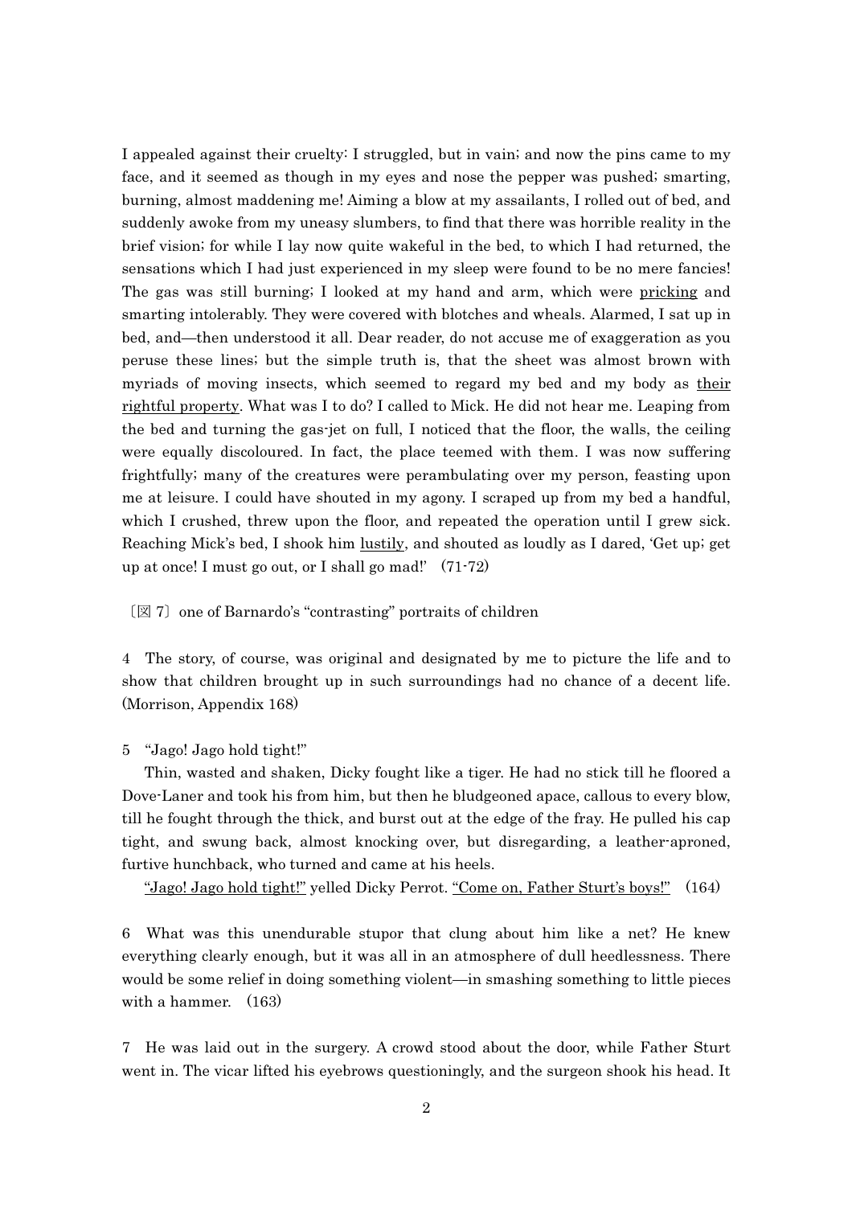I appealed against their cruelty: I struggled, but in vain; and now the pins came to my face, and it seemed as though in my eyes and nose the pepper was pushed; smarting, burning, almost maddening me! Aiming a blow at my assailants, I rolled out of bed, and suddenly awoke from my uneasy slumbers, to find that there was horrible reality in the brief vision; for while I lay now quite wakeful in the bed, to which I had returned, the sensations which I had just experienced in my sleep were found to be no mere fancies! The gas was still burning; I looked at my hand and arm, which were <u>pricking</u> and smarting intolerably. They were covered with blotches and wheals. Alarmed, I sat up in bed, and—then understood it all. Dear reader, do not accuse me of exaggeration as you peruse these lines; but the simple truth is, that the sheet was almost brown with myriads of moving insects, which seemed to regard my bed and my body as <u>their rightful property</u>. What was I to do? I called to Mick. He did not hear me. Leaping from the bed and turning the gas-jet on full, I noticed that the floor, the walls, the ceiling were equally discoloured. In fact, the place teemed with them. I was now suffering frightfully; many of the creatures were perambulating over my person, feasting upon me at leisure. I could have shouted in my agony. I scraped up from my bed a handful, which I crushed, threw upon the floor, and repeated the operation until I grew sick. Reaching Mick's bed, I shook him <u>lustily</u>, and shouted as loudly as I dared, 'Get up; get up at once! I must go out, or I shall go mad!' (71-72)

〔図 7〕one of Barnardo's "contrasting" portraits of children

4 The story, of course, was original and designated by me to picture the life and to show that children brought up in such surroundings had no chance of a decent life. (Morrison, Appendix 168)

5 "Jago! Jago hold tight!"

Thin, wasted and shaken, Dicky fought like a tiger. He had no stick till he floored a Dove-Laner and took his from him, but then he bludgeoned apace, callous to every blow, till he fought through the thick, and burst out at the edge of the fray. He pulled his cap tight, and swung back, almost knocking over, but disregarding, a leather-aproned, furtive hunchback, who turned and came at his heels.

<u>"Jago! Jago hold tight!"</u> yelled Dicky Perrot. <u>"Come on, Father Sturt's boys!"</u> (164)

6 What was this unendurable stupor that clung about him like a net? He knew everything clearly enough, but it was all in an atmosphere of dull heedlessness. There would be some relief in doing something violent—in smashing something to little pieces with a hammer. (163)

7 He was laid out in the surgery. A crowd stood about the door, while Father Sturt went in. The vicar lifted his eyebrows questioningly, and the surgeon shook his head. It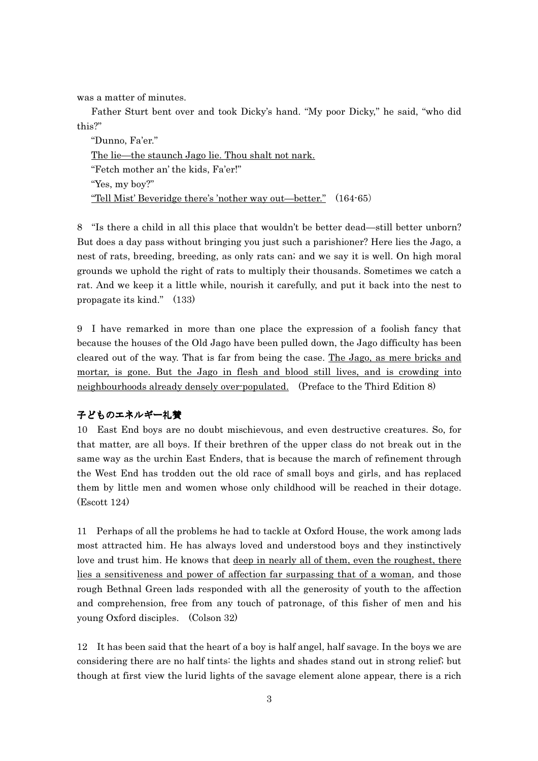was a matter of minutes.

Father Sturt bent over and took Dicky's hand. "My poor Dicky," he said, "who did this?"

"Dunno, Fa'er."

<u>The lie—the staunch Jago lie. Thou shalt not nark.</u>

"Fetch mother an' the kids, Fa'er!"

"Yes, my boy?"

<u>"Tell Mist' Beveridge there's 'nother way out—better."</u>　(164-65)

8　"Is there a child in all this place that wouldn't be better dead—still better unborn? But does a day pass without bringing you just such a parishioner? Here lies the Jago, a nest of rats, breeding, breeding, as only rats can; and we say it is well. On high moral grounds we uphold the right of rats to multiply their thousands. Sometimes we catch a rat. And we keep it a little while, nourish it carefully, and put it back into the nest to propagate its kind."　(133)

9　I have remarked in more than one place the expression of a foolish fancy that because the houses of the Old Jago have been pulled down, the Jago difficulty has been cleared out of the way. That is far from being the case. <u>The Jago, as mere bricks and mortar, is gone. But the Jago in flesh and blood still lives, and is crowding into neighbourhoods already densely over-populated.</u>　(Preface to the Third Edition 8)

## 子どものエネルギー礼賛

10　East End boys are no doubt mischievous, and even destructive creatures. So, for that matter, are all boys. If their brethren of the upper class do not break out in the same way as the urchin East Enders, that is because the march of refinement through the West End has trodden out the old race of small boys and girls, and has replaced them by little men and women whose only childhood will be reached in their dotage. (Escott 124)

11　Perhaps of all the problems he had to tackle at Oxford House, the work among lads most attracted him. He has always loved and understood boys and they instinctively love and trust him. He knows that <u>deep in nearly all of them, even the roughest, there lies a sensitiveness and power of affection far surpassing that of a woman</u>, and those rough Bethnal Green lads responded with all the generosity of youth to the affection and comprehension, free from any touch of patronage, of this fisher of men and his young Oxford disciples.　(Colson 32)

12　It has been said that the heart of a boy is half angel, half savage. In the boys we are considering there are no half tints: the lights and shades stand out in strong relief; but though at first view the lurid lights of the savage element alone appear, there is a rich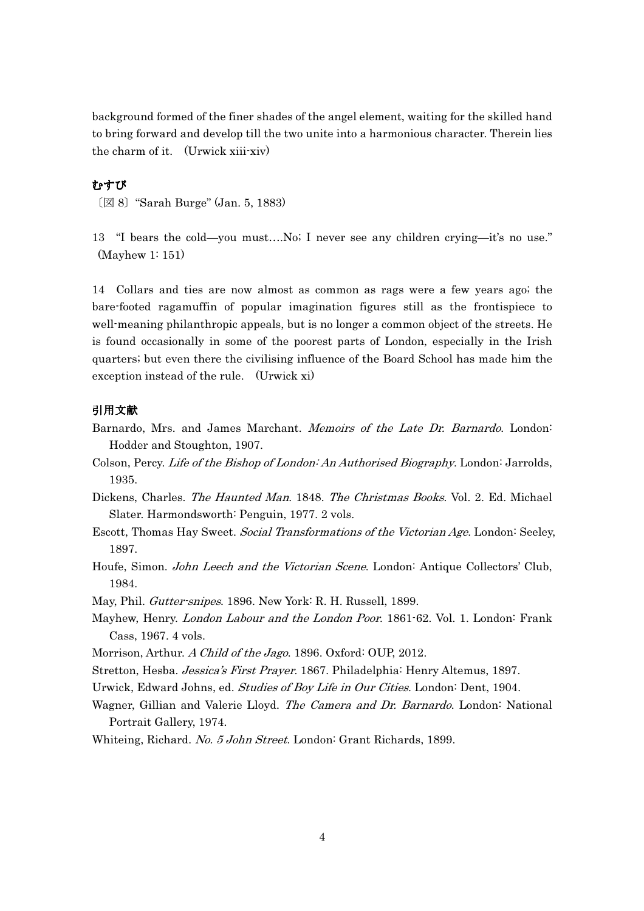background formed of the finer shades of the angel element, waiting for the skilled hand to bring forward and develop till the two unite into a harmonious character. Therein lies the charm of it. (Urwick xiii-xiv)

## むすび

〔図 8〕“Sarah Burge” (Jan. 5, 1883)

13 “I bears the cold—you must….No; I never see any children crying—it’s no use.” (Mayhew 1: 151)

14 Collars and ties are now almost as common as rags were a few years ago; the bare-footed ragamuffin of popular imagination figures still as the frontispiece to well-meaning philanthropic appeals, but is no longer a common object of the streets. He is found occasionally in some of the poorest parts of London, especially in the Irish quarters; but even there the civilising influence of the Board School has made him the exception instead of the rule. (Urwick xi)

## 引用文献

Barnardo, Mrs. and James Marchant. *Memoirs of the Late Dr. Barnardo*. London: Hodder and Stoughton, 1907.

Colson, Percy. *Life of the Bishop of London: An Authorised Biography*. London: Jarrolds, 1935.

Dickens, Charles. *The Haunted Man*. 1848. *The Christmas Books*. Vol. 2. Ed. Michael Slater. Harmondsworth: Penguin, 1977. 2 vols.

Escott, Thomas Hay Sweet. *Social Transformations of the Victorian Age*. London: Seeley, 1897.

Houfe, Simon. *John Leech and the Victorian Scene*. London: Antique Collectors’ Club, 1984.

May, Phil. *Gutter-snipes*. 1896. New York: R. H. Russell, 1899.

Mayhew, Henry. *London Labour and the London Poor*. 1861-62. Vol. 1. London: Frank Cass, 1967. 4 vols.

Morrison, Arthur. *A Child of the Jago*. 1896. Oxford: OUP, 2012.

Stretton, Hesba. *Jessica’s First Prayer*. 1867. Philadelphia: Henry Altemus, 1897.

Urwick, Edward Johns, ed. *Studies of Boy Life in Our Cities*. London: Dent, 1904.

Wagner, Gillian and Valerie Lloyd. *The Camera and Dr. Barnardo*. London: National Portrait Gallery, 1974.

Whiteing, Richard. *No. 5 John Street*. London: Grant Richards, 1899.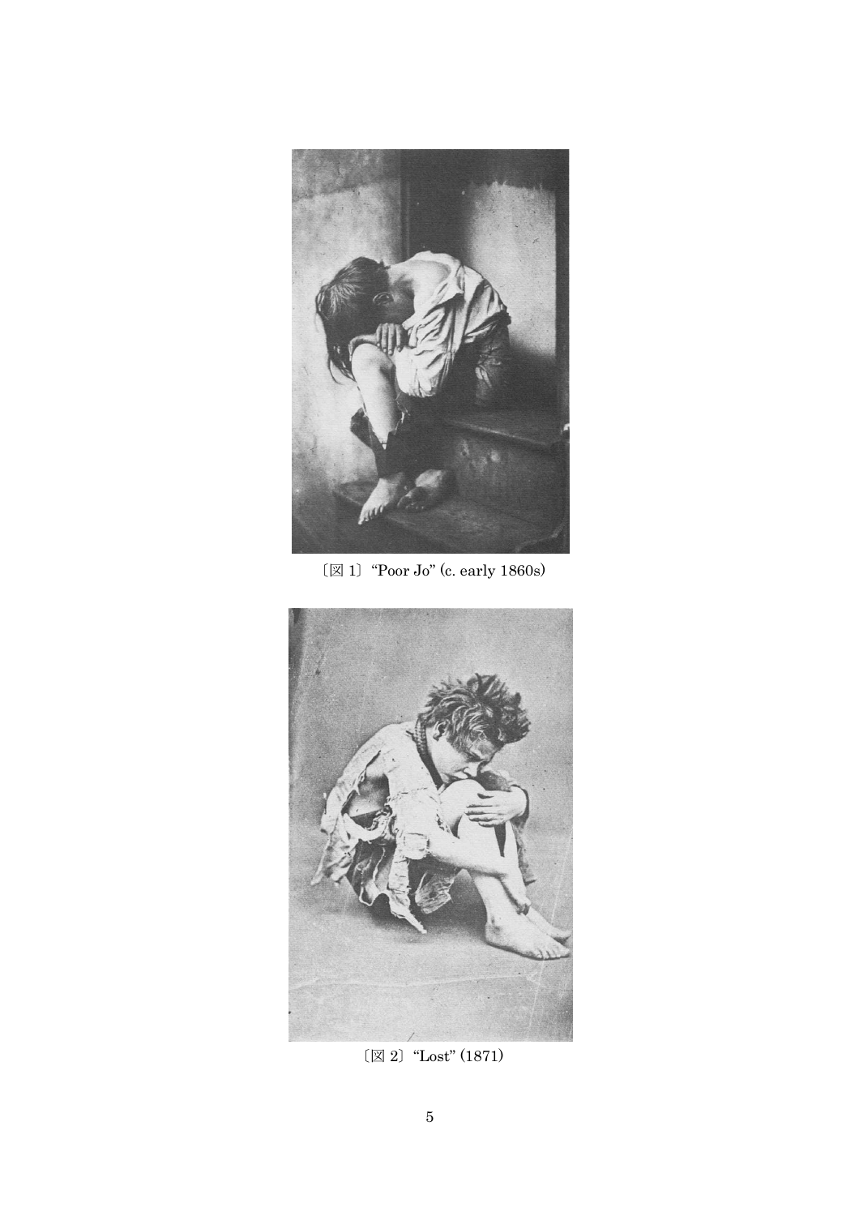〔図 1〕“Poor Jo” (c. early 1860s)

〔図 2〕“Lost” (1871)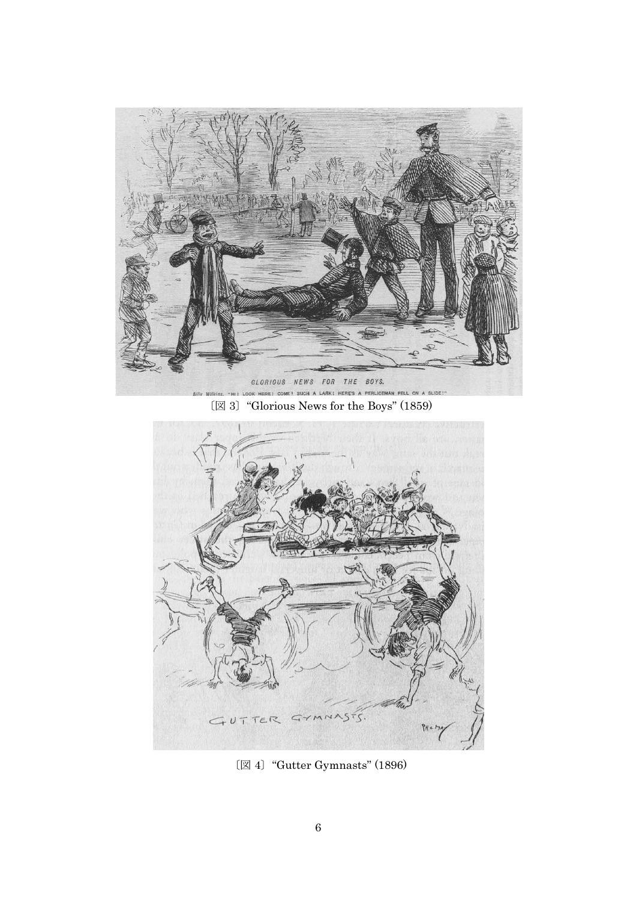［図 3］"Glorious News for the Boys" (1859)

［図 4］"Gutter Gymnasts" (1896)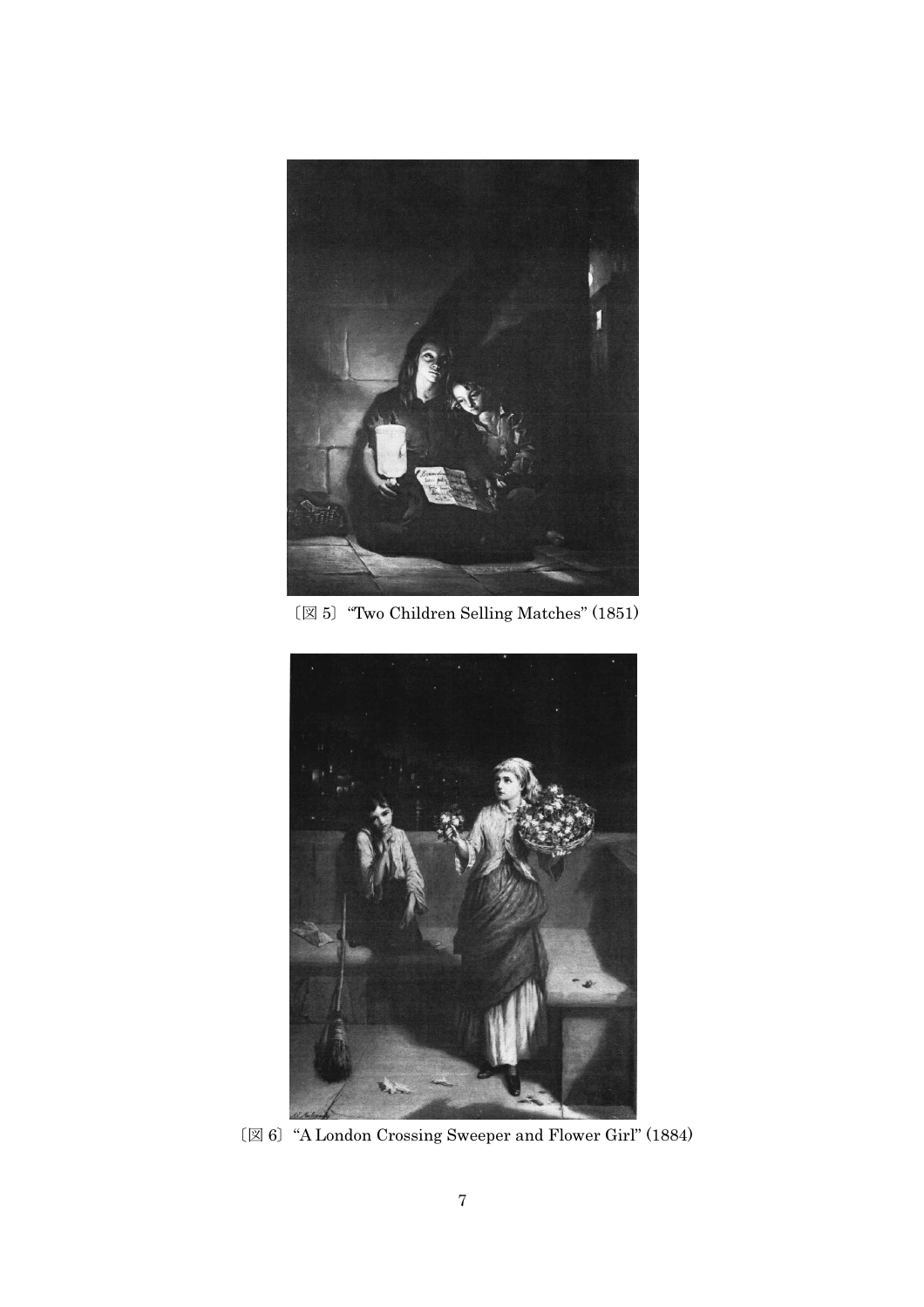〔図 5〕"Two Children Selling Matches" (1851)

〔図 6〕"A London Crossing Sweeper and Flower Girl" (1884)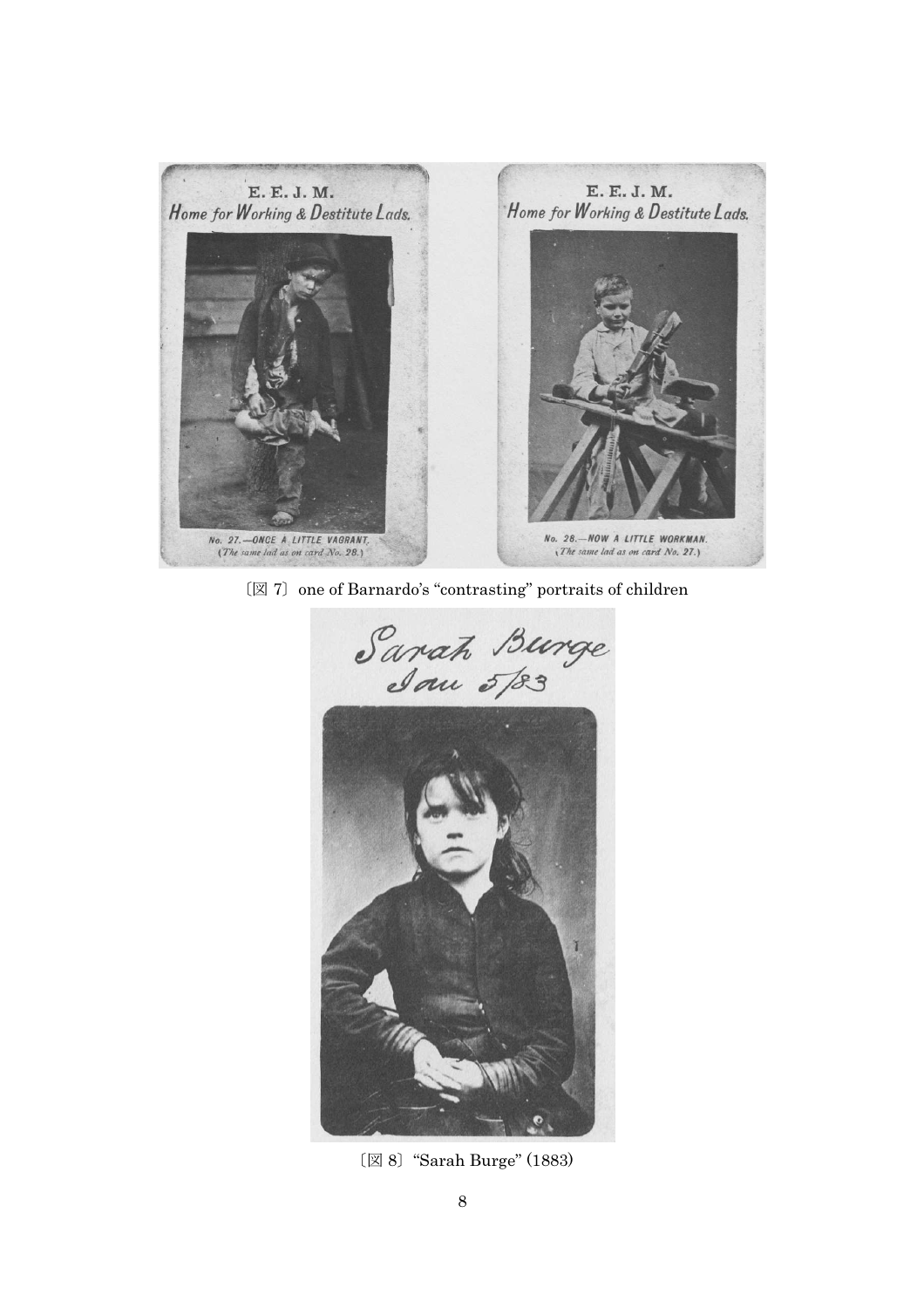〔図 7〕one of Barnardo's "contrasting" portraits of children

〔図 8〕"Sarah Burge" (1883)